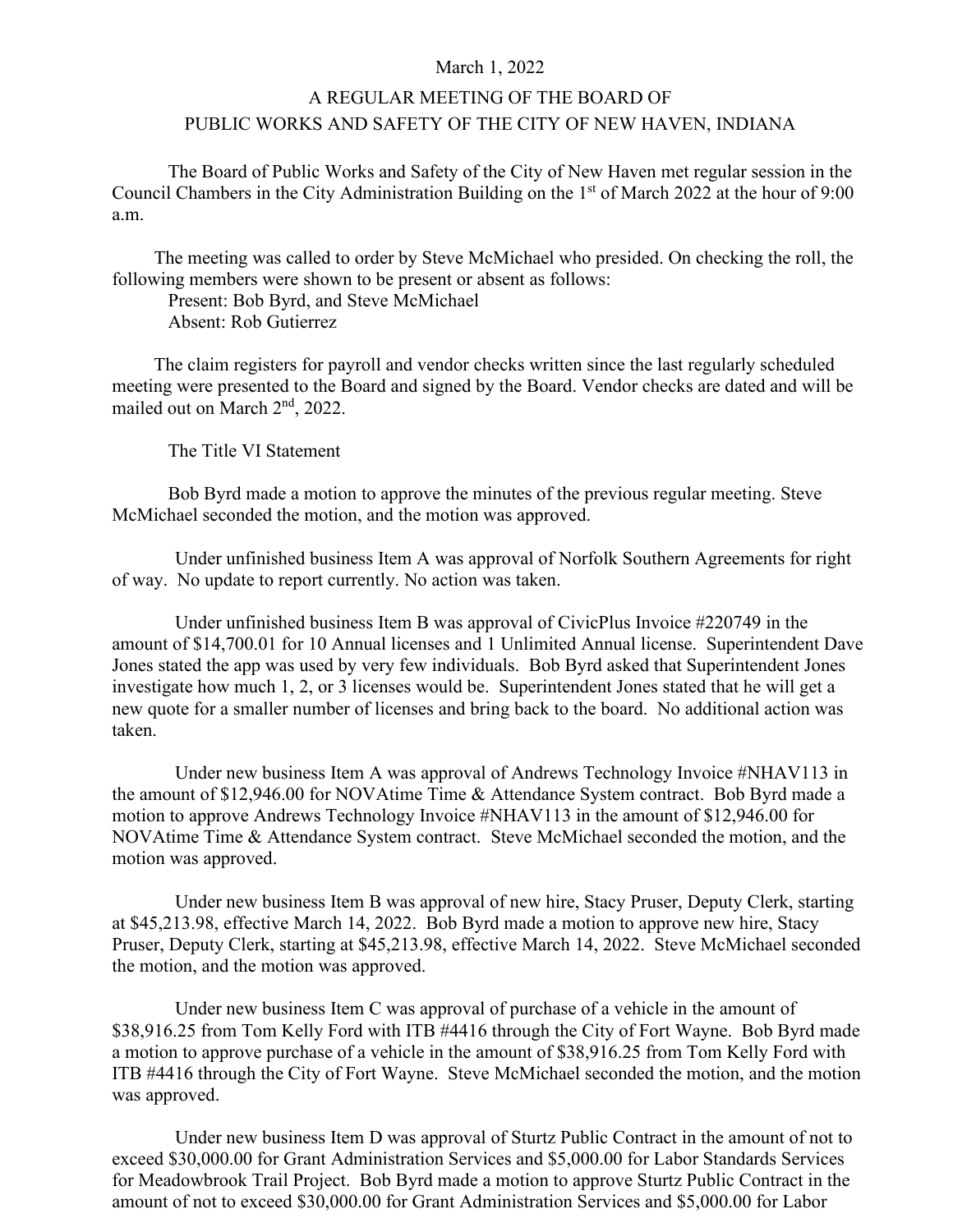March 1, 2022

# A REGULAR MEETING OF THE BOARD OF PUBLIC WORKS AND SAFETY OF THE CITY OF NEW HAVEN, INDIANA

The Board of Public Works and Safety of the City of New Haven met regular session in the Council Chambers in the City Administration Building on the 1st of March 2022 at the hour of 9:00 a.m.

The meeting was called to order by Steve McMichael who presided. On checking the roll, the following members were shown to be present or absent as follows:

Present: Bob Byrd, and Steve McMichael
Absent: Rob Gutierrez

The claim registers for payroll and vendor checks written since the last regularly scheduled meeting were presented to the Board and signed by the Board. Vendor checks are dated and will be mailed out on March 2nd, 2022.

The Title VI Statement

Bob Byrd made a motion to approve the minutes of the previous regular meeting. Steve McMichael seconded the motion, and the motion was approved.

Under unfinished business Item A was approval of Norfolk Southern Agreements for right of way. No update to report currently. No action was taken.

Under unfinished business Item B was approval of CivicPlus Invoice #220749 in the amount of $14,700.01 for 10 Annual licenses and 1 Unlimited Annual license. Superintendent Dave Jones stated the app was used by very few individuals. Bob Byrd asked that Superintendent Jones investigate how much 1, 2, or 3 licenses would be. Superintendent Jones stated that he will get a new quote for a smaller number of licenses and bring back to the board. No additional action was taken.

Under new business Item A was approval of Andrews Technology Invoice #NHAV113 in the amount of $12,946.00 for NOVAtime Time & Attendance System contract. Bob Byrd made a motion to approve Andrews Technology Invoice #NHAV113 in the amount of $12,946.00 for NOVAtime Time & Attendance System contract. Steve McMichael seconded the motion, and the motion was approved.

Under new business Item B was approval of new hire, Stacy Pruser, Deputy Clerk, starting at $45,213.98, effective March 14, 2022. Bob Byrd made a motion to approve new hire, Stacy Pruser, Deputy Clerk, starting at $45,213.98, effective March 14, 2022. Steve McMichael seconded the motion, and the motion was approved.

Under new business Item C was approval of purchase of a vehicle in the amount of $38,916.25 from Tom Kelly Ford with ITB #4416 through the City of Fort Wayne. Bob Byrd made a motion to approve purchase of a vehicle in the amount of $38,916.25 from Tom Kelly Ford with ITB #4416 through the City of Fort Wayne. Steve McMichael seconded the motion, and the motion was approved.

Under new business Item D was approval of Sturtz Public Contract in the amount of not to exceed $30,000.00 for Grant Administration Services and $5,000.00 for Labor Standards Services for Meadowbrook Trail Project. Bob Byrd made a motion to approve Sturtz Public Contract in the amount of not to exceed $30,000.00 for Grant Administration Services and $5,000.00 for Labor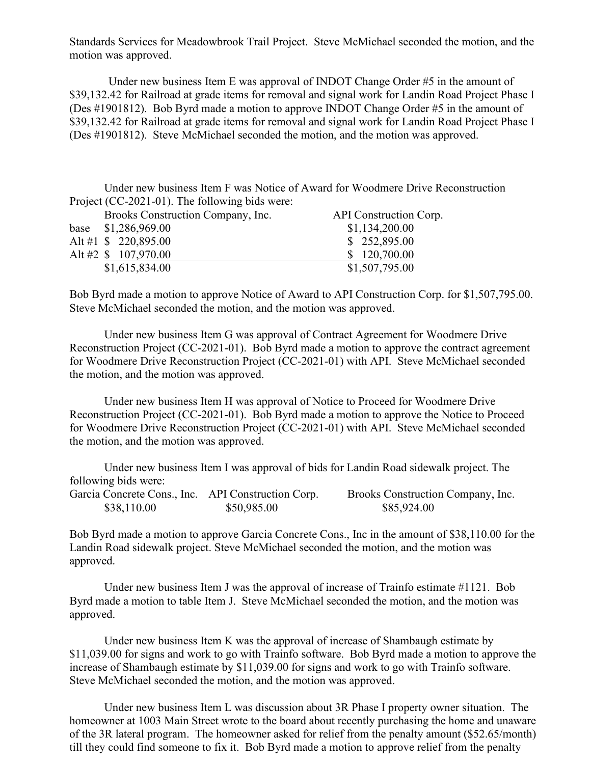Standards Services for Meadowbrook Trail Project. Steve McMichael seconded the motion, and the motion was approved.

Under new business Item E was approval of INDOT Change Order #5 in the amount of $39,132.42 for Railroad at grade items for removal and signal work for Landin Road Project Phase I (Des #1901812). Bob Byrd made a motion to approve INDOT Change Order #5 in the amount of $39,132.42 for Railroad at grade items for removal and signal work for Landin Road Project Phase I (Des #1901812). Steve McMichael seconded the motion, and the motion was approved.

Under new business Item F was Notice of Award for Woodmere Drive Reconstruction Project (CC-2021-01). The following bids were:

| | Brooks Construction Company, Inc. | API Construction Corp. |
|---|---|---|
| base | $1,286,969.00 | $1,134,200.00 |
| Alt #1 | $ 220,895.00 | $ 252,895.00 |
| Alt #2 | $ 107,970.00 | $ 120,700.00 |
| | $1,615,834.00 | $1,507,795.00 |

Bob Byrd made a motion to approve Notice of Award to API Construction Corp. for $1,507,795.00. Steve McMichael seconded the motion, and the motion was approved.

Under new business Item G was approval of Contract Agreement for Woodmere Drive Reconstruction Project (CC-2021-01). Bob Byrd made a motion to approve the contract agreement for Woodmere Drive Reconstruction Project (CC-2021-01) with API. Steve McMichael seconded the motion, and the motion was approved.

Under new business Item H was approval of Notice to Proceed for Woodmere Drive Reconstruction Project (CC-2021-01). Bob Byrd made a motion to approve the Notice to Proceed for Woodmere Drive Reconstruction Project (CC-2021-01) with API. Steve McMichael seconded the motion, and the motion was approved.

Under new business Item I was approval of bids for Landin Road sidewalk project. The following bids were:

| Garcia Concrete Cons., Inc. | API Construction Corp. | Brooks Construction Company, Inc. |
|---|---|---|
| $38,110.00 | $50,985.00 | $85,924.00 |

Bob Byrd made a motion to approve Garcia Concrete Cons., Inc in the amount of $38,110.00 for the Landin Road sidewalk project. Steve McMichael seconded the motion, and the motion was approved.

Under new business Item J was the approval of increase of Trainfo estimate #1121. Bob Byrd made a motion to table Item J. Steve McMichael seconded the motion, and the motion was approved.

Under new business Item K was the approval of increase of Shambaugh estimate by $11,039.00 for signs and work to go with Trainfo software. Bob Byrd made a motion to approve the increase of Shambaugh estimate by $11,039.00 for signs and work to go with Trainfo software. Steve McMichael seconded the motion, and the motion was approved.

Under new business Item L was discussion about 3R Phase I property owner situation. The homeowner at 1003 Main Street wrote to the board about recently purchasing the home and unaware of the 3R lateral program. The homeowner asked for relief from the penalty amount ($52.65/month) till they could find someone to fix it. Bob Byrd made a motion to approve relief from the penalty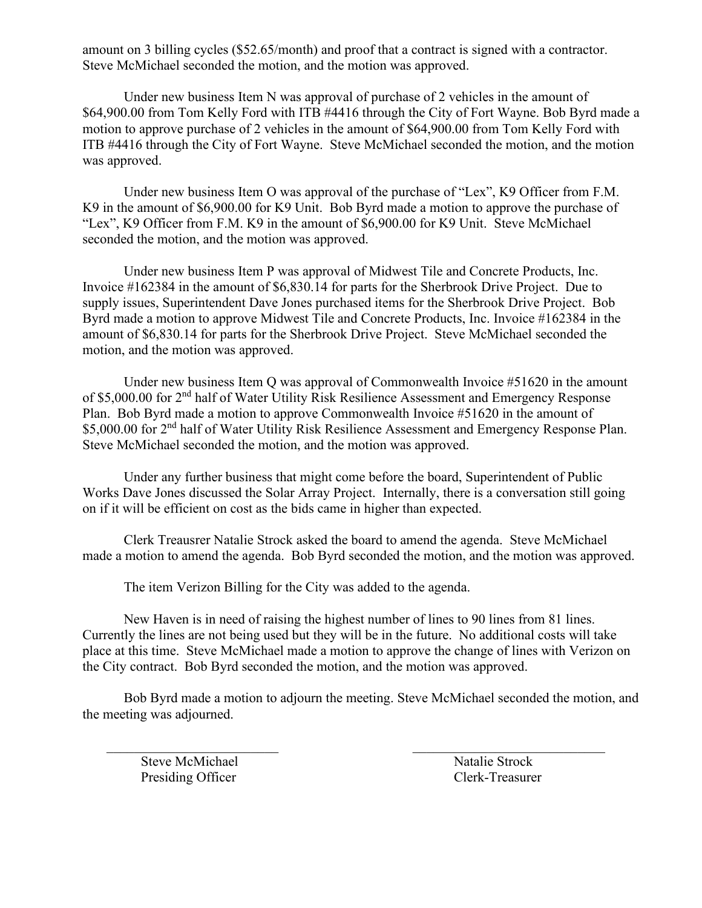amount on 3 billing cycles ($52.65/month) and proof that a contract is signed with a contractor. Steve McMichael seconded the motion, and the motion was approved.

Under new business Item N was approval of purchase of 2 vehicles in the amount of $64,900.00 from Tom Kelly Ford with ITB #4416 through the City of Fort Wayne. Bob Byrd made a motion to approve purchase of 2 vehicles in the amount of $64,900.00 from Tom Kelly Ford with ITB #4416 through the City of Fort Wayne. Steve McMichael seconded the motion, and the motion was approved.

Under new business Item O was approval of the purchase of "Lex", K9 Officer from F.M. K9 in the amount of $6,900.00 for K9 Unit. Bob Byrd made a motion to approve the purchase of "Lex", K9 Officer from F.M. K9 in the amount of $6,900.00 for K9 Unit. Steve McMichael seconded the motion, and the motion was approved.

Under new business Item P was approval of Midwest Tile and Concrete Products, Inc. Invoice #162384 in the amount of $6,830.14 for parts for the Sherbrook Drive Project. Due to supply issues, Superintendent Dave Jones purchased items for the Sherbrook Drive Project. Bob Byrd made a motion to approve Midwest Tile and Concrete Products, Inc. Invoice #162384 in the amount of $6,830.14 for parts for the Sherbrook Drive Project. Steve McMichael seconded the motion, and the motion was approved.

Under new business Item Q was approval of Commonwealth Invoice #51620 in the amount of $5,000.00 for 2nd half of Water Utility Risk Resilience Assessment and Emergency Response Plan. Bob Byrd made a motion to approve Commonwealth Invoice #51620 in the amount of $5,000.00 for 2nd half of Water Utility Risk Resilience Assessment and Emergency Response Plan. Steve McMichael seconded the motion, and the motion was approved.

Under any further business that might come before the board, Superintendent of Public Works Dave Jones discussed the Solar Array Project. Internally, there is a conversation still going on if it will be efficient on cost as the bids came in higher than expected.

Clerk Treausrer Natalie Strock asked the board to amend the agenda. Steve McMichael made a motion to amend the agenda. Bob Byrd seconded the motion, and the motion was approved.

The item Verizon Billing for the City was added to the agenda.

New Haven is in need of raising the highest number of lines to 90 lines from 81 lines. Currently the lines are not being used but they will be in the future. No additional costs will take place at this time. Steve McMichael made a motion to approve the change of lines with Verizon on the City contract. Bob Byrd seconded the motion, and the motion was approved.

Bob Byrd made a motion to adjourn the meeting. Steve McMichael seconded the motion, and the meeting was adjourned.

\_\_\_\_\_\_\_\_\_\_\_\_\_\_\_\_\_\_\_\_\_\_\_\_\_
Steve McMichael
Presiding Officer

\_\_\_\_\_\_\_\_\_\_\_\_\_\_\_\_\_\_\_\_\_\_\_\_\_
Natalie Strock
Clerk-Treasurer